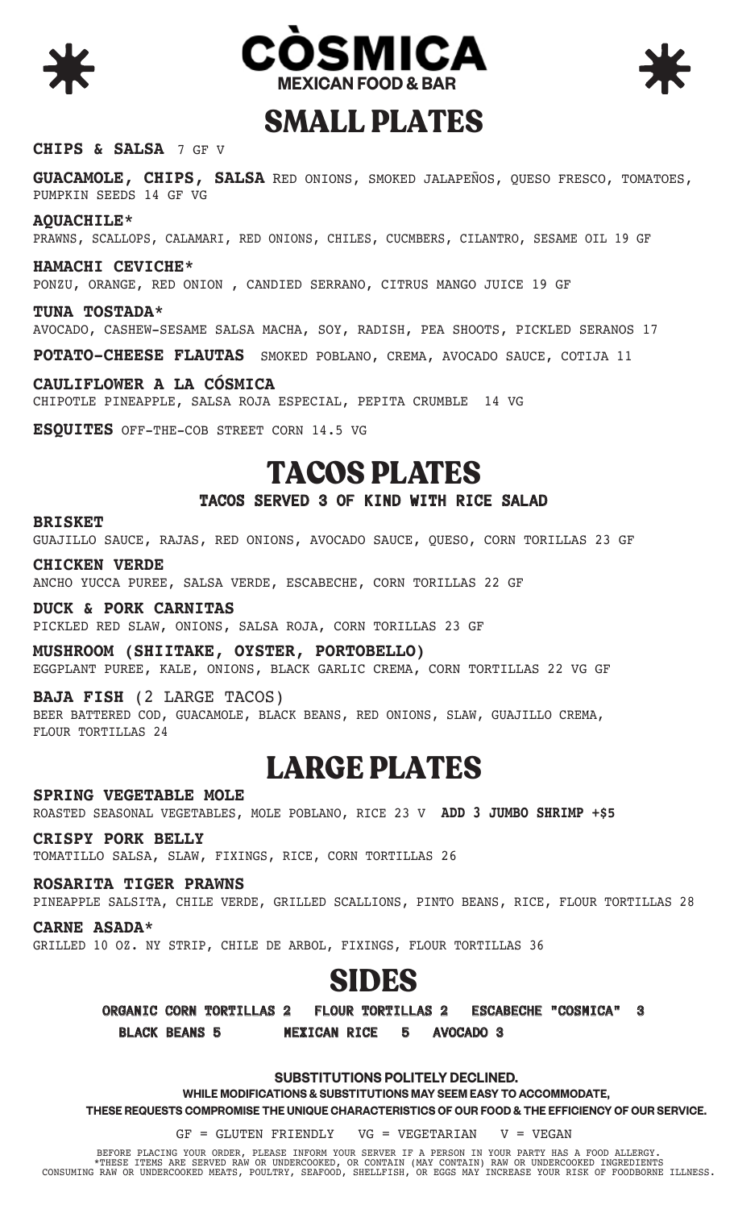# CÒSMICA

MEXICAN FOOD & BAR

## SMALL PLATES

**CHIPS & SALSA** 7 GF V

**GUACAMOLE, CHIPS, SALSA** RED ONIONS, SMOKED JALAPEÑOS, QUESO FRESCO, TOMATOES, PUMPKIN SEEDS 14 GF VG

**AQUACHILE***
PRAWNS, SCALLOPS, CALAMARI, RED ONIONS, CHILES, CUCMBERS, CILANTRO, SESAME OIL 19 GF

**HAMACHI CEVICHE***
PONZU, ORANGE, RED ONION , CANDIED SERRANO, CITRUS MANGO JUICE 19 GF

**TUNA TOSTADA***
AVOCADO, CASHEW-SESAME SALSA MACHA, SOY, RADISH, PEA SHOOTS, PICKLED SERANOS 17

**POTATO-CHEESE FLAUTAS** SMOKED POBLANO, CREMA, AVOCADO SAUCE, COTIJA 11

**CAULIFLOWER A LA CÓSMICA**
CHIPOTLE PINEAPPLE, SALSA ROJA ESPECIAL, PEPITA CRUMBLE 14 VG

**ESQUITES** OFF-THE-COB STREET CORN 14.5 VG

## TACOS PLATES

### TACOS SERVED 3 OF KIND WITH RICE SALAD

**BRISKET**
GUAJILLO SAUCE, RAJAS, RED ONIONS, AVOCADO SAUCE, QUESO, CORN TORILLAS 23 GF

**CHICKEN VERDE**
ANCHO YUCCA PUREE, SALSA VERDE, ESCABECHE, CORN TORILLAS 22 GF

**DUCK & PORK CARNITAS**
PICKLED RED SLAW, ONIONS, SALSA ROJA, CORN TORILLAS 23 GF

**MUSHROOM (SHIITAKE, OYSTER, PORTOBELLO)**
EGGPLANT PUREE, KALE, ONIONS, BLACK GARLIC CREMA, CORN TORTILLAS 22 VG GF

**BAJA FISH** (2 LARGE TACOS)
BEER BATTERED COD, GUACAMOLE, BLACK BEANS, RED ONIONS, SLAW, GUAJILLO CREMA, FLOUR TORTILLAS 24

## LARGE PLATES

**SPRING VEGETABLE MOLE**
ROASTED SEASONAL VEGETABLES, MOLE POBLANO, RICE 23 V **ADD 3 JUMBO SHRIMP +$5**

**CRISPY PORK BELLY**
TOMATILLO SALSA, SLAW, FIXINGS, RICE, CORN TORTILLAS 26

**ROSARITA TIGER PRAWNS**
PINEAPPLE SALSITA, CHILE VERDE, GRILLED SCALLIONS, PINTO BEANS, RICE, FLOUR TORTILLAS 28

**CARNE ASADA***
GRILLED 10 OZ. NY STRIP, CHILE DE ARBOL, FIXINGS, FLOUR TORTILLAS 36

## SIDES

ORGANIC CORN TORTILLAS 2 FLOUR TORTILLAS 2 ESCABECHE "COSMICA" 3

BLACK BEANS 5 MEXICAN RICE 5 AVOCADO 3

**SUBSTITUTIONS POLITELY DECLINED.**

**WHILE MODIFICATIONS & SUBSTITUTIONS MAY SEEM EASY TO ACCOMMODATE, THESE REQUESTS COMPROMISE THE UNIQUE CHARACTERISTICS OF OUR FOOD & THE EFFICIENCY OF OUR SERVICE.**

GF = GLUTEN FRIENDLY VG = VEGETARIAN V = VEGAN

BEFORE PLACING YOUR ORDER, PLEASE INFORM YOUR SERVER IF A PERSON IN YOUR PARTY HAS A FOOD ALLERGY.
*THESE ITEMS ARE SERVED RAW OR UNDERCOOKED, OR CONTAIN (MAY CONTAIN) RAW OR UNDERCOOKED INGREDIENTS
CONSUMING RAW OR UNDERCOOKED MEATS, POULTRY, SEAFOOD, SHELLFISH, OR EGGS MAY INCREASE YOUR RISK OF FOODBORNE ILLNESS.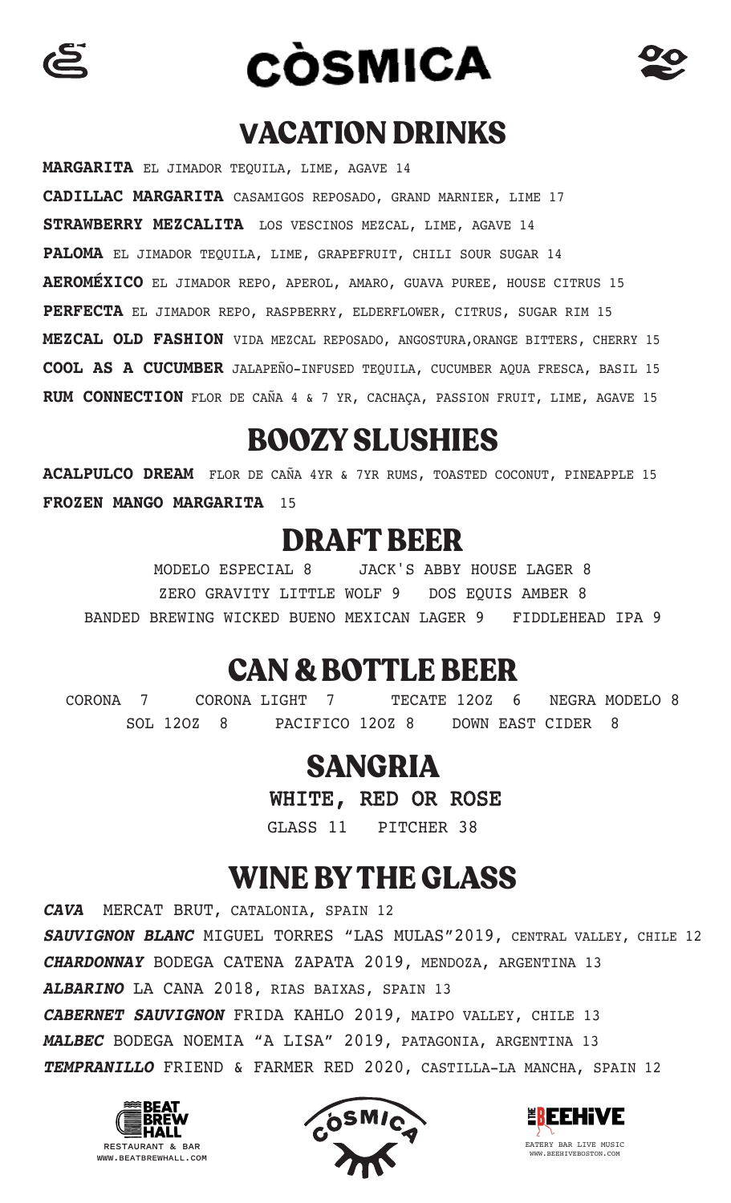# CÒSMICA

## VACATION DRINKS

**MARGARITA** EL JIMADOR TEQUILA, LIME, AGAVE 14

**CADILLAC MARGARITA** CASAMIGOS REPOSADO, GRAND MARNIER, LIME 17

**STRAWBERRY MEZCALITA** LOS VESCINOS MEZCAL, LIME, AGAVE 14

**PALOMA** EL JIMADOR TEQUILA, LIME, GRAPEFRUIT, CHILI SOUR SUGAR 14

**AEROMÉXICO** EL JIMADOR REPO, APEROL, AMARO, GUAVA PUREE, HOUSE CITRUS 15

**PERFECTA** EL JIMADOR REPO, RASPBERRY, ELDERFLOWER, CITRUS, SUGAR RIM 15

**MEZCAL OLD FASHION** VIDA MEZCAL REPOSADO, ANGOSTURA,ORANGE BITTERS, CHERRY 15

**COOL AS A CUCUMBER** JALAPEÑO-INFUSED TEQUILA, CUCUMBER AQUA FRESCA, BASIL 15

**RUM CONNECTION** FLOR DE CAÑA 4 & 7 YR, CACHAÇA, PASSION FRUIT, LIME, AGAVE 15

## BOOZY SLUSHIES

**ACALPULCO DREAM** FLOR DE CAÑA 4YR & 7YR RUMS, TOASTED COCONUT, PINEAPPLE 15

**FROZEN MANGO MARGARITA** 15

## DRAFT BEER

MODELO ESPECIAL 8 JACK'S ABBY HOUSE LAGER 8

ZERO GRAVITY LITTLE WOLF 9 DOS EQUIS AMBER 8

BANDED BREWING WICKED BUENO MEXICAN LAGER 9 FIDDLEHEAD IPA 9

## CAN & BOTTLE BEER

CORONA 7 CORONA LIGHT 7 TECATE 12OZ 6 NEGRA MODELO 8

SOL 12OZ 8 PACIFICO 12OZ 8 DOWN EAST CIDER 8

## SANGRIA

**WHITE, RED OR ROSE**

GLASS 11 PITCHER 38

## WINE BY THE GLASS

***CAVA*** MERCAT BRUT, CATALONIA, SPAIN 12

***SAUVIGNON BLANC*** MIGUEL TORRES "LAS MULAS"2019, CENTRAL VALLEY, CHILE 12

***CHARDONNAY*** BODEGA CATENA ZAPATA 2019, MENDOZA, ARGENTINA 13

***ALBARINO*** LA CANA 2018, RIAS BAIXAS, SPAIN 13

***CABERNET SAUVIGNON*** FRIDA KAHLO 2019, MAIPO VALLEY, CHILE 13

***MALBEC*** BODEGA NOEMIA "A LISA" 2019, PATAGONIA, ARGENTINA 13

***TEMPRANILLO*** FRIEND & FARMER RED 2020, CASTILLA-LA MANCHA, SPAIN 12

BEAT BREW HALL
RESTAURANT & BAR
WWW.BEATBREWHALL.COM

CÒSMICA

THE BEEHIVE
EATERY BAR LIVE MUSIC
WWW.BEEHIVEBOSTON.COM